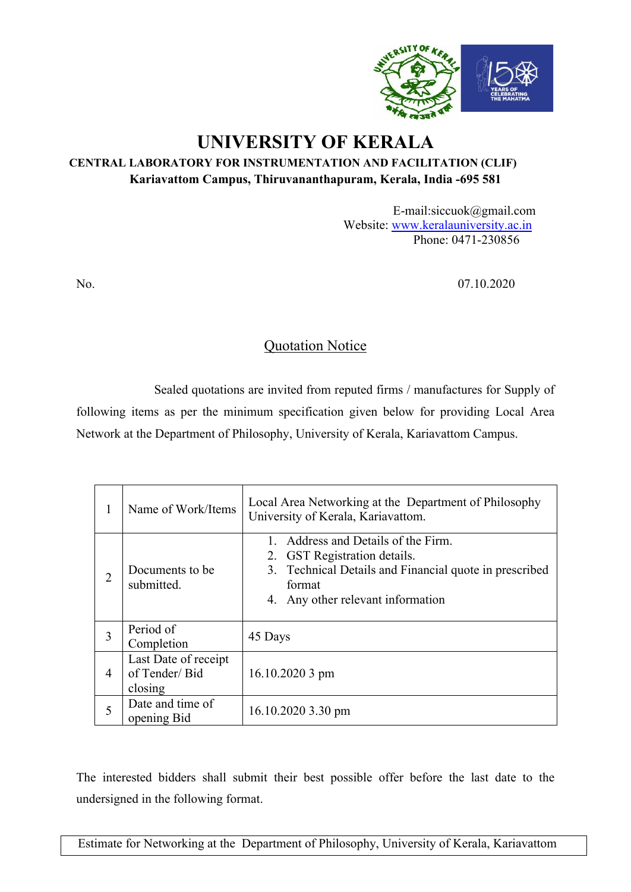# UNIVERSITY OF KERALA

**CENTRAL LABORATORY FOR INSTRUMENTATION AND FACILITATION (CLIF)**
**Kariavattom Campus, Thiruvananthapuram, Kerala, India -695 581**

E-mail:siccuok@gmail.com
Website: www.keralauniversity.ac.in
Phone: 0471-230856

No. 07.10.2020

## Quotation Notice

Sealed quotations are invited from reputed firms / manufactures for Supply of following items as per the minimum specification given below for providing Local Area Network at the Department of Philosophy, University of Kerala, Kariavattom Campus.

| | | |
|---|---|---|
| 1 | Name of Work/Items | Local Area Networking at the Department of Philosophy University of Kerala, Kariavattom. |
| 2 | Documents to be submitted. | 1. Address and Details of the Firm.<br>2. GST Registration details.<br>3. Technical Details and Financial quote in prescribed format<br>4. Any other relevant information |
| 3 | Period of Completion | 45 Days |
| 4 | Last Date of receipt of Tender/ Bid closing | 16.10.2020 3 pm |
| 5 | Date and time of opening Bid | 16.10.2020 3.30 pm |

The interested bidders shall submit their best possible offer before the last date to the undersigned in the following format.

| Estimate for Networking at the Department of Philosophy, University of Kerala, Kariavattom |
|---|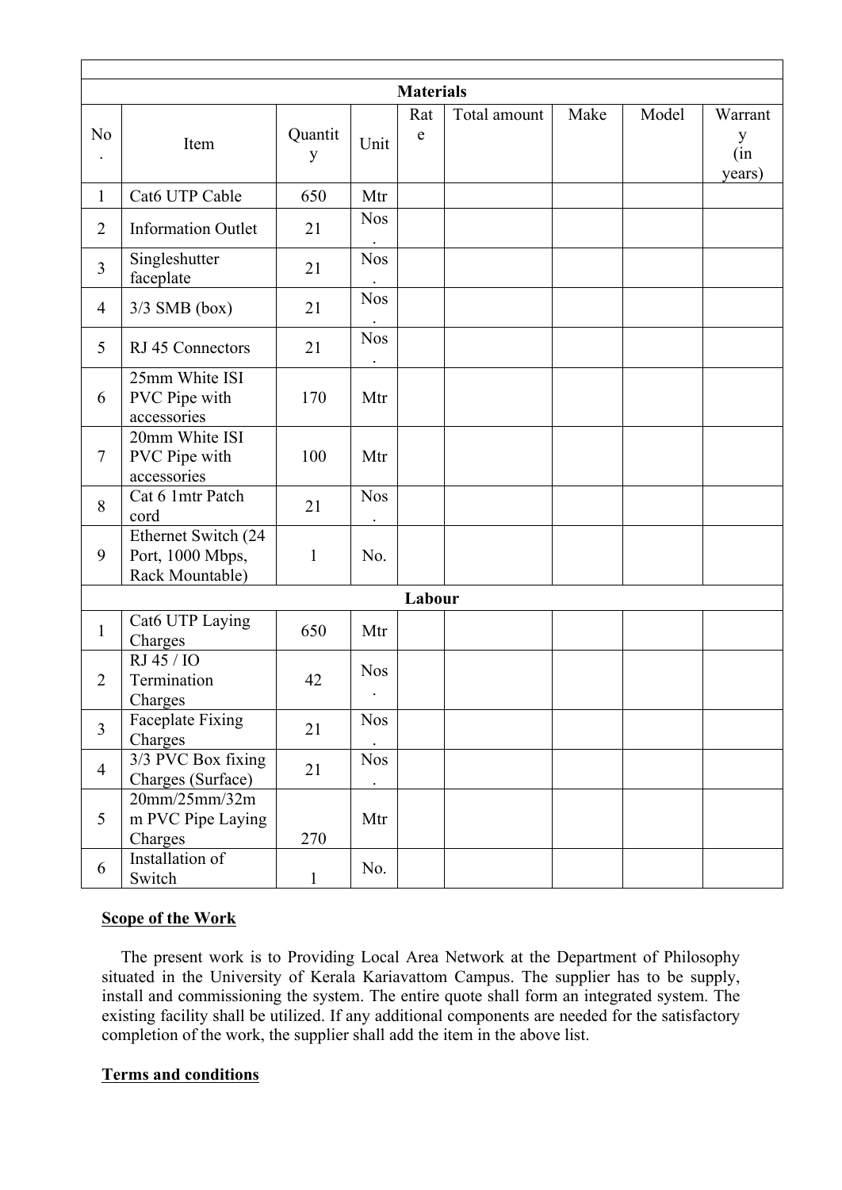| No. | Item | Quantity | Unit | Rate | Total amount | Make | Model | Warranty (in years) |
|---|---|---|---|---|---|---|---|---|
| **Materials** | | | | | | | | |
| 1 | Cat6 UTP Cable | 650 | Mtr | | | | | |
| 2 | Information Outlet | 21 | Nos. | | | | | |
| 3 | Singleshutter faceplate | 21 | Nos. | | | | | |
| 4 | 3/3 SMB (box) | 21 | Nos. | | | | | |
| 5 | RJ 45 Connectors | 21 | Nos. | | | | | |
| 6 | 25mm White ISI PVC Pipe with accessories | 170 | Mtr | | | | | |
| 7 | 20mm White ISI PVC Pipe with accessories | 100 | Mtr | | | | | |
| 8 | Cat 6 1mtr Patch cord | 21 | Nos. | | | | | |
| 9 | Ethernet Switch (24 Port, 1000 Mbps, Rack Mountable) | 1 | No. | | | | | |
| **Labour** | | | | | | | | |
| 1 | Cat6 UTP Laying Charges | 650 | Mtr | | | | | |
| 2 | RJ 45 / IO Termination Charges | 42 | Nos. | | | | | |
| 3 | Faceplate Fixing Charges | 21 | Nos. | | | | | |
| 4 | 3/3 PVC Box fixing Charges (Surface) | 21 | Nos. | | | | | |
| 5 | 20mm/25mm/32mm PVC Pipe Laying Charges | 270 | Mtr | | | | | |
| 6 | Installation of Switch | 1 | No. | | | | | |

**Scope of the Work**

The present work is to Providing Local Area Network at the Department of Philosophy situated in the University of Kerala Kariavattom Campus. The supplier has to be supply, install and commissioning the system. The entire quote shall form an integrated system. The existing facility shall be utilized. If any additional components are needed for the satisfactory completion of the work, the supplier shall add the item in the above list.

**Terms and conditions**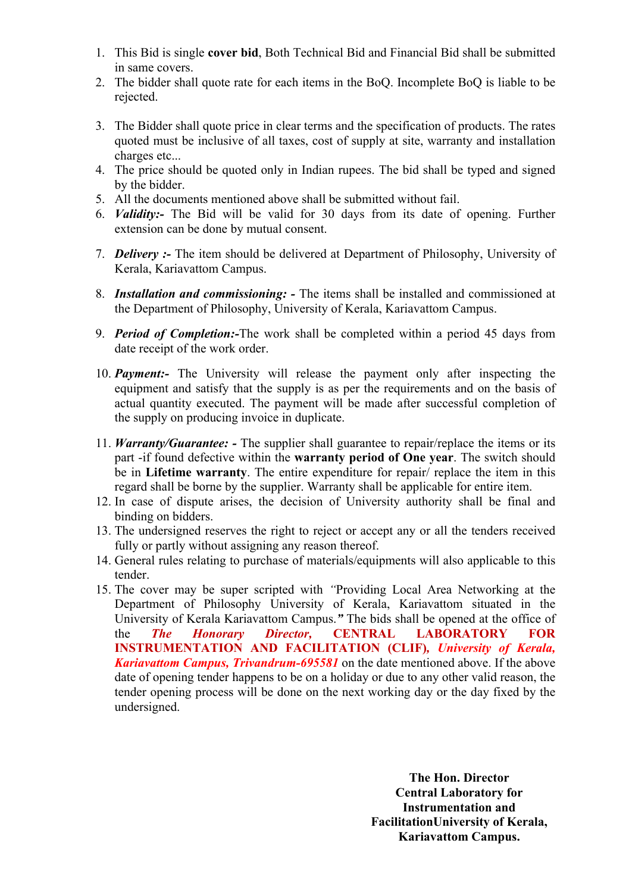1. This Bid is single **cover bid**, Both Technical Bid and Financial Bid shall be submitted in same covers.
2. The bidder shall quote rate for each items in the BoQ. Incomplete BoQ is liable to be rejected.
3. The Bidder shall quote price in clear terms and the specification of products. The rates quoted must be inclusive of all taxes, cost of supply at site, warranty and installation charges etc...
4. The price should be quoted only in Indian rupees. The bid shall be typed and signed by the bidder.
5. All the documents mentioned above shall be submitted without fail.
6. ***Validity:-*** The Bid will be valid for 30 days from its date of opening. Further extension can be done by mutual consent.
7. ***Delivery :-*** The item should be delivered at Department of Philosophy, University of Kerala, Kariavattom Campus.
8. ***Installation and commissioning: -*** The items shall be installed and commissioned at the Department of Philosophy, University of Kerala, Kariavattom Campus.
9. ***Period of Completion:-***The work shall be completed within a period 45 days from date receipt of the work order.
10. ***Payment:-*** The University will release the payment only after inspecting the equipment and satisfy that the supply is as per the requirements and on the basis of actual quantity executed. The payment will be made after successful completion of the supply on producing invoice in duplicate.
11. ***Warranty/Guarantee: -*** The supplier shall guarantee to repair/replace the items or its part -if found defective within the **warranty period of One year**. The switch should be in **Lifetime warranty**. The entire expenditure for repair/ replace the item in this regard shall be borne by the supplier. Warranty shall be applicable for entire item.
12. In case of dispute arises, the decision of University authority shall be final and binding on bidders.
13. The undersigned reserves the right to reject or accept any or all the tenders received fully or partly without assigning any reason thereof.
14. General rules relating to purchase of materials/equipments will also applicable to this tender.
15. The cover may be super scripted with *"*Providing Local Area Networking at the Department of Philosophy University of Kerala, Kariavattom situated in the University of Kerala Kariavattom Campus.***"*** The bids shall be opened at the office of the ***The Honorary Director,*** **CENTRAL LABORATORY FOR INSTRUMENTATION AND FACILITATION (CLIF)*****, University of Kerala, Kariavattom Campus, Trivandrum-695581*** on the date mentioned above. If the above date of opening tender happens to be on a holiday or due to any other valid reason, the tender opening process will be done on the next working day or the day fixed by the undersigned.

**The Hon. Director**
**Central Laboratory for**
**Instrumentation and**
**FacilitationUniversity of Kerala,**
**Kariavattom Campus.**